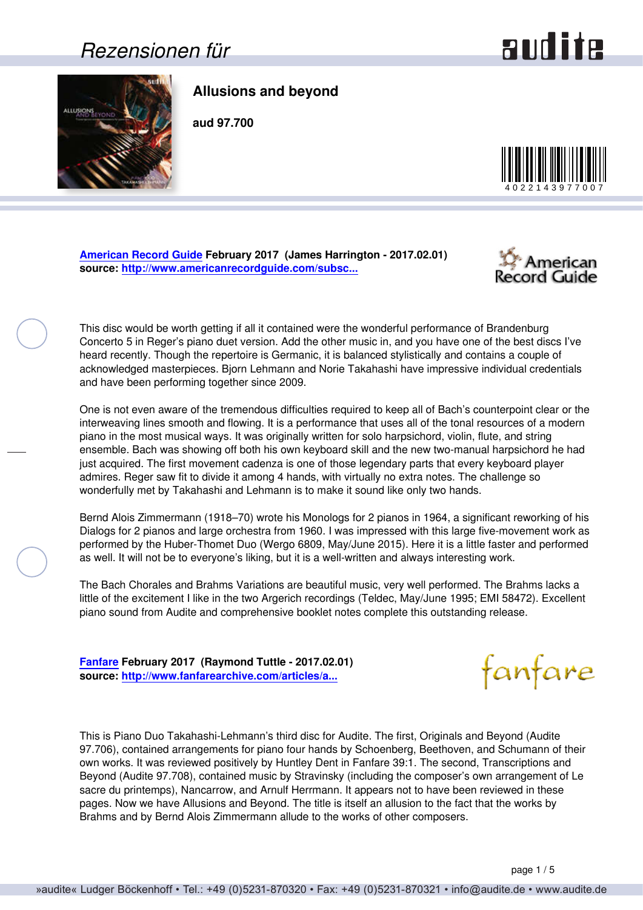# Rezensionen für

## Allusions and beyond

**aud 97.700**

4022143977007

**American Record Guide February 2017 (James Harrington - 2017.02.01)**
**source: http://www.americanrecordguide.com/subsc...**

This disc would be worth getting if all it contained were the wonderful performance of Brandenburg Concerto 5 in Reger's piano duet version. Add the other music in, and you have one of the best discs I've heard recently. Though the repertoire is Germanic, it is balanced stylistically and contains a couple of acknowledged masterpieces. Bjorn Lehmann and Norie Takahashi have impressive individual credentials and have been performing together since 2009.

One is not even aware of the tremendous difficulties required to keep all of Bach's counterpoint clear or the interweaving lines smooth and flowing. It is a performance that uses all of the tonal resources of a modern piano in the most musical ways. It was originally written for solo harpsichord, violin, flute, and string ensemble. Bach was showing off both his own keyboard skill and the new two-manual harpsichord he had just acquired. The first movement cadenza is one of those legendary parts that every keyboard player admires. Reger saw fit to divide it among 4 hands, with virtually no extra notes. The challenge so wonderfully met by Takahashi and Lehmann is to make it sound like only two hands.

Bernd Alois Zimmermann (1918–70) wrote his Monologs for 2 pianos in 1964, a significant reworking of his Dialogs for 2 pianos and large orchestra from 1960. I was impressed with this large five-movement work as performed by the Huber-Thomet Duo (Wergo 6809, May/June 2015). Here it is a little faster and performed as well. It will not be to everyone's liking, but it is a well-written and always interesting work.

The Bach Chorales and Brahms Variations are beautiful music, very well performed. The Brahms lacks a little of the excitement I like in the two Argerich recordings (Teldec, May/June 1995; EMI 58472). Excellent piano sound from Audite and comprehensive booklet notes complete this outstanding release.

**Fanfare February 2017 (Raymond Tuttle - 2017.02.01)**
**source: http://www.fanfarearchive.com/articles/a...**

This is Piano Duo Takahashi-Lehmann's third disc for Audite. The first, Originals and Beyond (Audite 97.706), contained arrangements for piano four hands by Schoenberg, Beethoven, and Schumann of their own works. It was reviewed positively by Huntley Dent in Fanfare 39:1. The second, Transcriptions and Beyond (Audite 97.708), contained music by Stravinsky (including the composer's own arrangement of Le sacre du printemps), Nancarrow, and Arnulf Herrmann. It appears not to have been reviewed in these pages. Now we have Allusions and Beyond. The title is itself an allusion to the fact that the works by Brahms and by Bernd Alois Zimmermann allude to the works of other composers.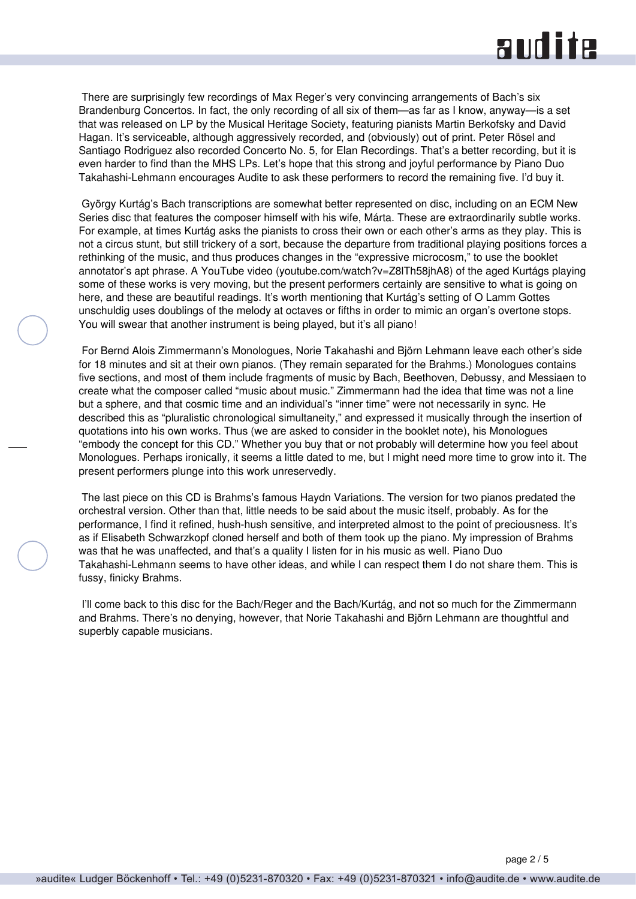There are surprisingly few recordings of Max Reger's very convincing arrangements of Bach's six Brandenburg Concertos. In fact, the only recording of all six of them—as far as I know, anyway—is a set that was released on LP by the Musical Heritage Society, featuring pianists Martin Berkofsky and David Hagan. It's serviceable, although aggressively recorded, and (obviously) out of print. Peter Rösel and Santiago Rodriguez also recorded Concerto No. 5, for Elan Recordings. That's a better recording, but it is even harder to find than the MHS LPs. Let's hope that this strong and joyful performance by Piano Duo Takahashi-Lehmann encourages Audite to ask these performers to record the remaining five. I'd buy it.

György Kurtág's Bach transcriptions are somewhat better represented on disc, including on an ECM New Series disc that features the composer himself with his wife, Márta. These are extraordinarily subtle works. For example, at times Kurtág asks the pianists to cross their own or each other's arms as they play. This is not a circus stunt, but still trickery of a sort, because the departure from traditional playing positions forces a rethinking of the music, and thus produces changes in the "expressive microcosm," to use the booklet annotator's apt phrase. A YouTube video (youtube.com/watch?v=Z8lTh58jhA8) of the aged Kurtágs playing some of these works is very moving, but the present performers certainly are sensitive to what is going on here, and these are beautiful readings. It's worth mentioning that Kurtág's setting of O Lamm Gottes unschuldig uses doublings of the melody at octaves or fifths in order to mimic an organ's overtone stops. You will swear that another instrument is being played, but it's all piano!

For Bernd Alois Zimmermann's Monologues, Norie Takahashi and Björn Lehmann leave each other's side for 18 minutes and sit at their own pianos. (They remain separated for the Brahms.) Monologues contains five sections, and most of them include fragments of music by Bach, Beethoven, Debussy, and Messiaen to create what the composer called "music about music." Zimmermann had the idea that time was not a line but a sphere, and that cosmic time and an individual's "inner time" were not necessarily in sync. He described this as "pluralistic chronological simultaneity," and expressed it musically through the insertion of quotations into his own works. Thus (we are asked to consider in the booklet note), his Monologues "embody the concept for this CD." Whether you buy that or not probably will determine how you feel about Monologues. Perhaps ironically, it seems a little dated to me, but I might need more time to grow into it. The present performers plunge into this work unreservedly.

The last piece on this CD is Brahms's famous Haydn Variations. The version for two pianos predated the orchestral version. Other than that, little needs to be said about the music itself, probably. As for the performance, I find it refined, hush-hush sensitive, and interpreted almost to the point of preciousness. It's as if Elisabeth Schwarzkopf cloned herself and both of them took up the piano. My impression of Brahms was that he was unaffected, and that's a quality I listen for in his music as well. Piano Duo Takahashi-Lehmann seems to have other ideas, and while I can respect them I do not share them. This is fussy, finicky Brahms.

I'll come back to this disc for the Bach/Reger and the Bach/Kurtág, and not so much for the Zimmermann and Brahms. There's no denying, however, that Norie Takahashi and Björn Lehmann are thoughtful and superbly capable musicians.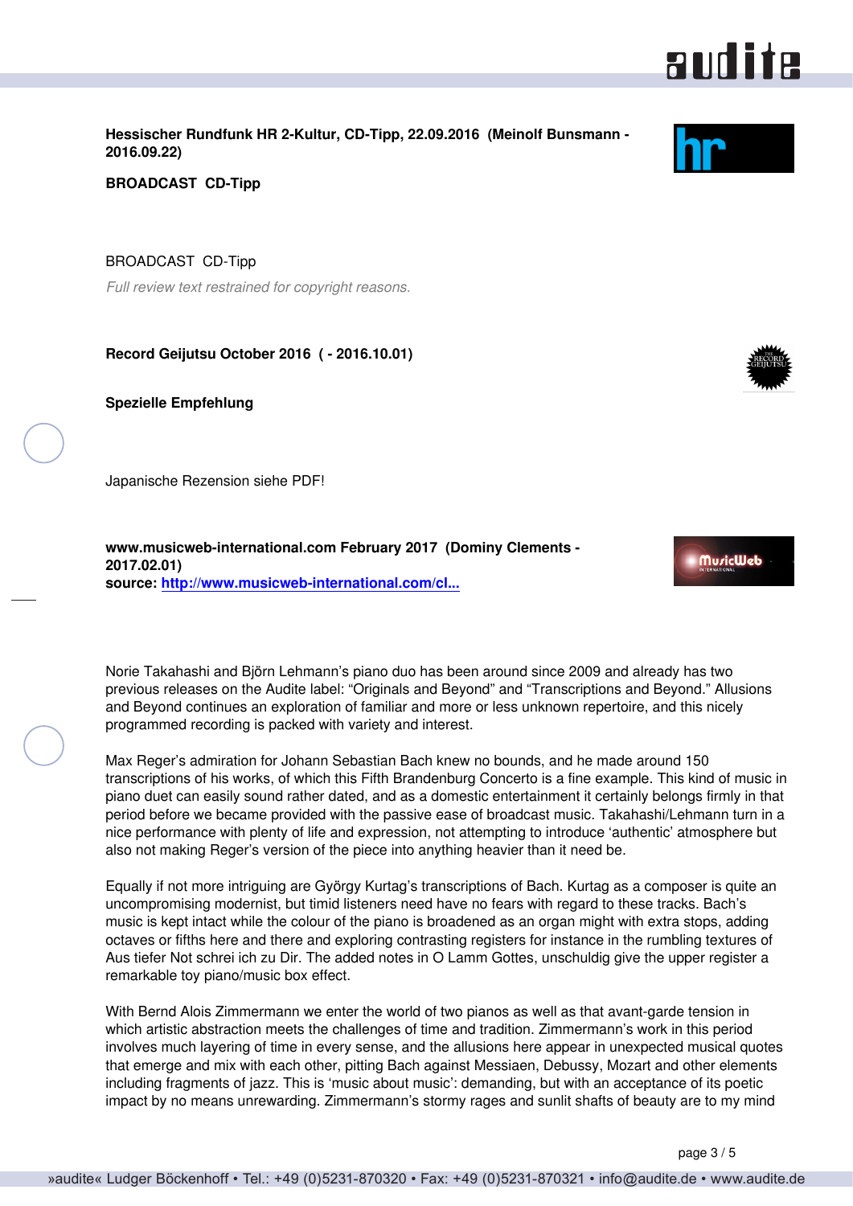**Hessischer Rundfunk HR 2-Kultur, CD-Tipp, 22.09.2016 (Meinolf Bunsmann - 2016.09.22)**

**BROADCAST CD-Tipp**

BROADCAST CD-Tipp

*Full review text restrained for copyright reasons.*

**Record Geijutsu October 2016 ( - 2016.10.01)**

**Spezielle Empfehlung**

Japanische Rezension siehe PDF!

**www.musicweb-international.com February 2017 (Dominy Clements - 2017.02.01)**
**source: http://www.musicweb-international.com/cl...**

Norie Takahashi and Björn Lehmann's piano duo has been around since 2009 and already has two previous releases on the Audite label: "Originals and Beyond" and "Transcriptions and Beyond." Allusions and Beyond continues an exploration of familiar and more or less unknown repertoire, and this nicely programmed recording is packed with variety and interest.

Max Reger's admiration for Johann Sebastian Bach knew no bounds, and he made around 150 transcriptions of his works, of which this Fifth Brandenburg Concerto is a fine example. This kind of music in piano duet can easily sound rather dated, and as a domestic entertainment it certainly belongs firmly in that period before we became provided with the passive ease of broadcast music. Takahashi/Lehmann turn in a nice performance with plenty of life and expression, not attempting to introduce 'authentic' atmosphere but also not making Reger's version of the piece into anything heavier than it need be.

Equally if not more intriguing are György Kurtag's transcriptions of Bach. Kurtag as a composer is quite an uncompromising modernist, but timid listeners need have no fears with regard to these tracks. Bach's music is kept intact while the colour of the piano is broadened as an organ might with extra stops, adding octaves or fifths here and there and exploring contrasting registers for instance in the rumbling textures of Aus tiefer Not schrei ich zu Dir. The added notes in O Lamm Gottes, unschuldig give the upper register a remarkable toy piano/music box effect.

With Bernd Alois Zimmermann we enter the world of two pianos as well as that avant-garde tension in which artistic abstraction meets the challenges of time and tradition. Zimmermann's work in this period involves much layering of time in every sense, and the allusions here appear in unexpected musical quotes that emerge and mix with each other, pitting Bach against Messiaen, Debussy, Mozart and other elements including fragments of jazz. This is 'music about music': demanding, but with an acceptance of its poetic impact by no means unrewarding. Zimmermann's stormy rages and sunlit shafts of beauty are to my mind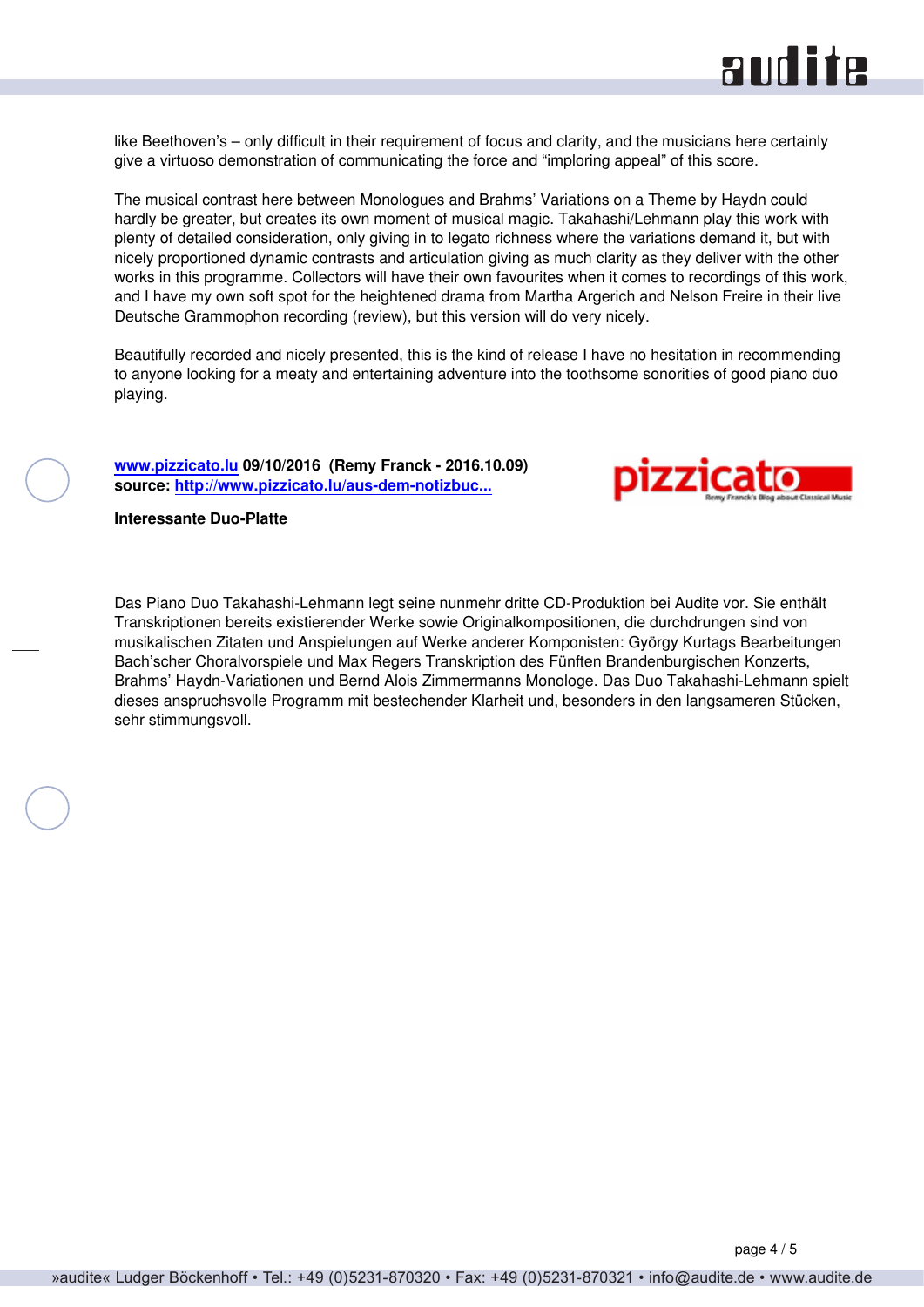like Beethoven's – only difficult in their requirement of focus and clarity, and the musicians here certainly give a virtuoso demonstration of communicating the force and "imploring appeal" of this score.

The musical contrast here between Monologues and Brahms' Variations on a Theme by Haydn could hardly be greater, but creates its own moment of musical magic. Takahashi/Lehmann play this work with plenty of detailed consideration, only giving in to legato richness where the variations demand it, but with nicely proportioned dynamic contrasts and articulation giving as much clarity as they deliver with the other works in this programme. Collectors will have their own favourites when it comes to recordings of this work, and I have my own soft spot for the heightened drama from Martha Argerich and Nelson Freire in their live Deutsche Grammophon recording (review), but this version will do very nicely.

Beautifully recorded and nicely presented, this is the kind of release I have no hesitation in recommending to anyone looking for a meaty and entertaining adventure into the toothsome sonorities of good piano duo playing.

**www.pizzicato.lu 09/10/2016 (Remy Franck - 2016.10.09)**
**source: http://www.pizzicato.lu/aus-dem-notizbuc...**

**Interessante Duo-Platte**

Das Piano Duo Takahashi-Lehmann legt seine nunmehr dritte CD-Produktion bei Audite vor. Sie enthält Transkriptionen bereits existierender Werke sowie Originalkompositionen, die durchdrungen sind von musikalischen Zitaten und Anspielungen auf Werke anderer Komponisten: György Kurtags Bearbeitungen Bach'scher Choralvorspiele und Max Regers Transkription des Fünften Brandenburgischen Konzerts, Brahms' Haydn-Variationen und Bernd Alois Zimmermanns Monologe. Das Duo Takahashi-Lehmann spielt dieses anspruchsvolle Programm mit bestechender Klarheit und, besonders in den langsameren Stücken, sehr stimmungsvoll.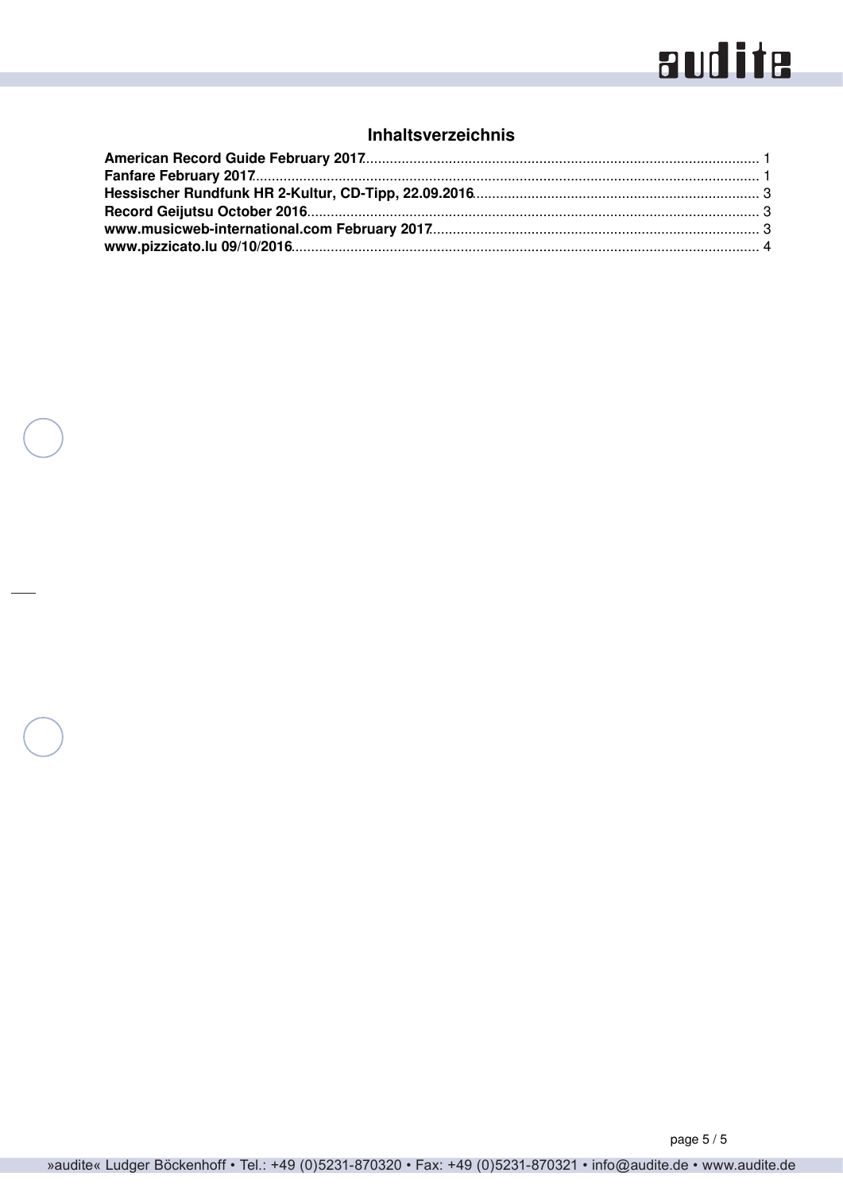## Inhaltsverzeichnis

**American Record Guide February 2017**.................................................................................................... 1

**Fanfare February 2017**.............................................................................................................................. 1

**Hessischer Rundfunk HR 2-Kultur, CD-Tipp, 22.09.2016**........................................................................ 3

**Record Geijutsu October 2016**................................................................................................................. 3

**www.musicweb-international.com February 2017**.................................................................................. 3

**www.pizzicato.lu 09/10/2016**.................................................................................................................... 4